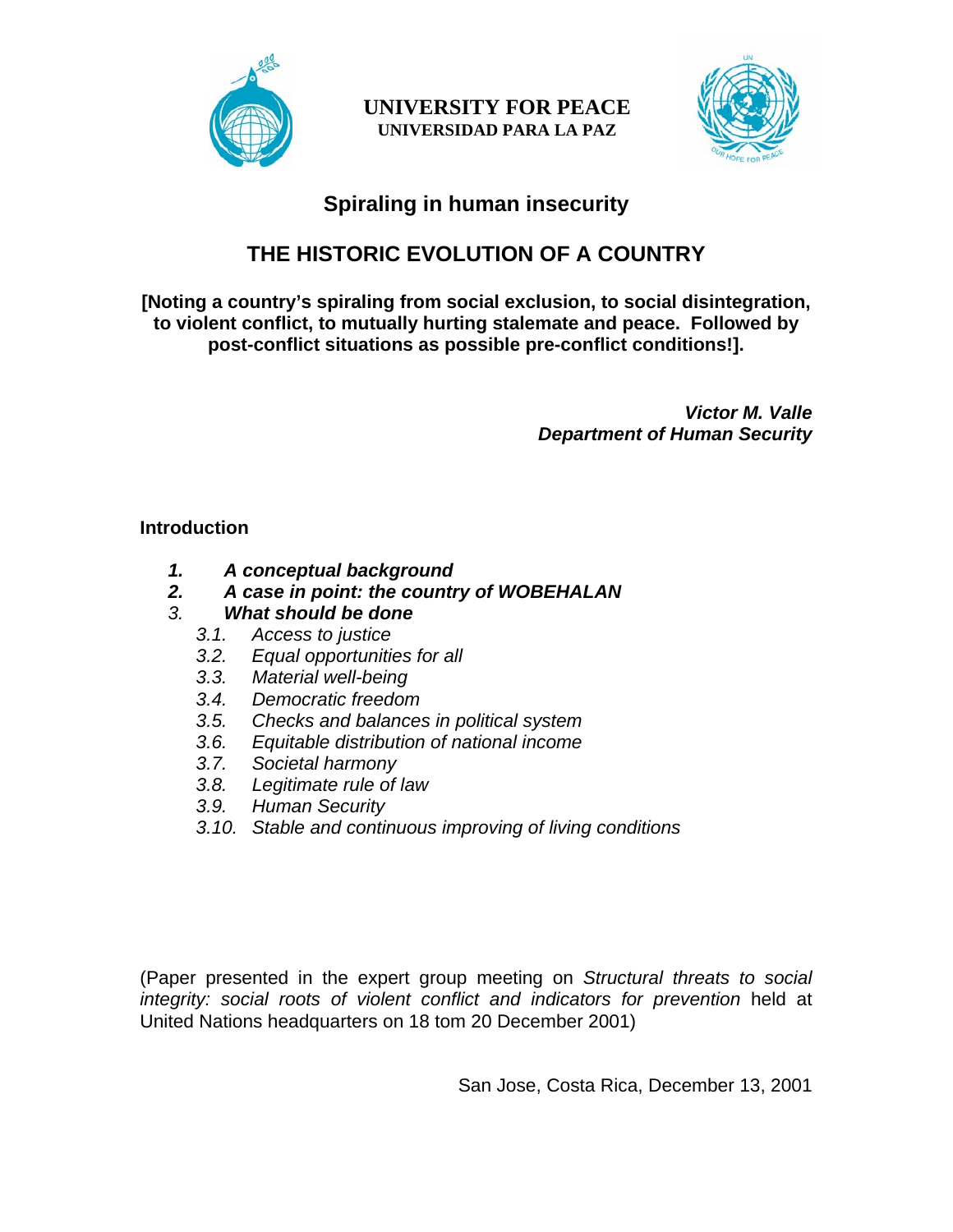**UNIVERSITY FOR PEACE**
**UNIVERSIDAD PARA LA PAZ**

# Spiraling in human insecurity

# THE HISTORIC EVOLUTION OF A COUNTRY

**[Noting a country's spiraling from social exclusion, to social disintegration, to violent conflict, to mutually hurting stalemate and peace. Followed by post-conflict situations as possible pre-conflict conditions!].**

***Victor M. Valle***
***Department of Human Security***

**Introduction**

1. ***A conceptual background***
2. ***A case in point: the country of WOBEHALAN***
3. ***What should be done***
   - *3.1. Access to justice*
   - *3.2. Equal opportunities for all*
   - *3.3. Material well-being*
   - *3.4. Democratic freedom*
   - *3.5. Checks and balances in political system*
   - *3.6. Equitable distribution of national income*
   - *3.7. Societal harmony*
   - *3.8. Legitimate rule of law*
   - *3.9. Human Security*
   - *3.10. Stable and continuous improving of living conditions*

(Paper presented in the expert group meeting on *Structural threats to social integrity: social roots of violent conflict and indicators for prevention* held at United Nations headquarters on 18 tom 20 December 2001)

San Jose, Costa Rica, December 13, 2001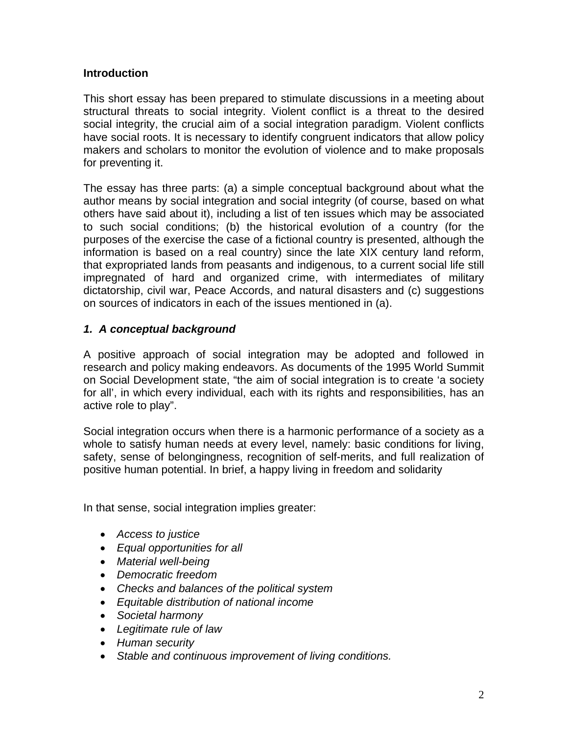**Introduction**

This short essay has been prepared to stimulate discussions in a meeting about structural threats to social integrity. Violent conflict is a threat to the desired social integrity, the crucial aim of a social integration paradigm. Violent conflicts have social roots. It is necessary to identify congruent indicators that allow policy makers and scholars to monitor the evolution of violence and to make proposals for preventing it.

The essay has three parts: (a) a simple conceptual background about what the author means by social integration and social integrity (of course, based on what others have said about it), including a list of ten issues which may be associated to such social conditions; (b) the historical evolution of a country (for the purposes of the exercise the case of a fictional country is presented, although the information is based on a real country) since the late XIX century land reform, that expropriated lands from peasants and indigenous, to a current social life still impregnated of hard and organized crime, with intermediates of military dictatorship, civil war, Peace Accords, and natural disasters and (c) suggestions on sources of indicators in each of the issues mentioned in (a).

## *1. A conceptual background*

A positive approach of social integration may be adopted and followed in research and policy making endeavors. As documents of the 1995 World Summit on Social Development state, "the aim of social integration is to create 'a society for all', in which every individual, each with its rights and responsibilities, has an active role to play".

Social integration occurs when there is a harmonic performance of a society as a whole to satisfy human needs at every level, namely: basic conditions for living, safety, sense of belongingness, recognition of self-merits, and full realization of positive human potential. In brief, a happy living in freedom and solidarity

In that sense, social integration implies greater:

- *Access to justice*
- *Equal opportunities for all*
- *Material well-being*
- *Democratic freedom*
- *Checks and balances of the political system*
- *Equitable distribution of national income*
- *Societal harmony*
- *Legitimate rule of law*
- *Human security*
- *Stable and continuous improvement of living conditions.*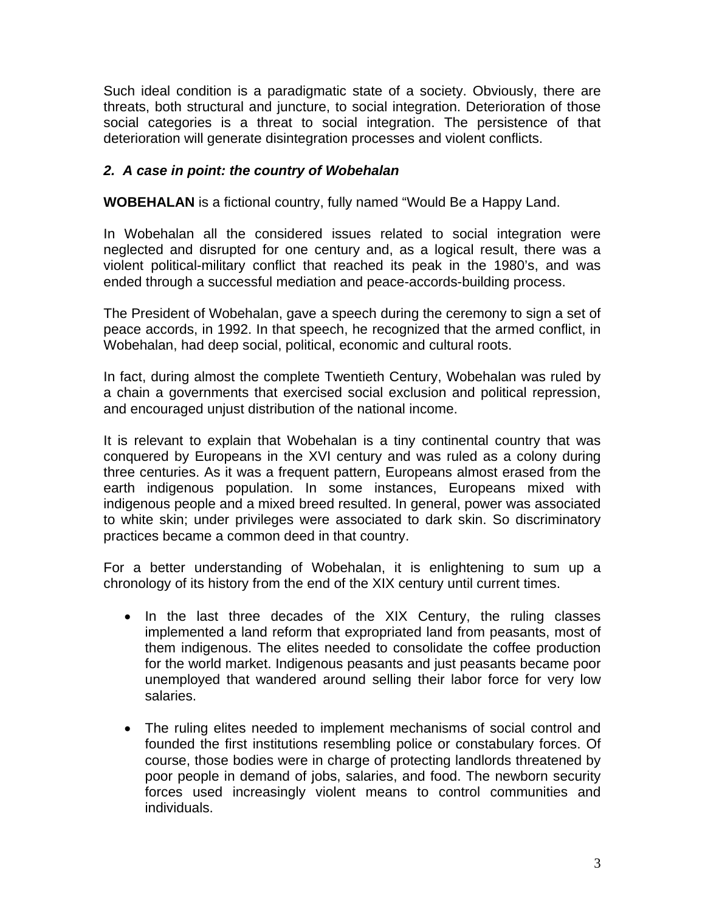Such ideal condition is a paradigmatic state of a society. Obviously, there are threats, both structural and juncture, to social integration. Deterioration of those social categories is a threat to social integration. The persistence of that deterioration will generate disintegration processes and violent conflicts.

### *2. A case in point: the country of Wobehalan*

**WOBEHALAN** is a fictional country, fully named "Would Be a Happy Land.

In Wobehalan all the considered issues related to social integration were neglected and disrupted for one century and, as a logical result, there was a violent political-military conflict that reached its peak in the 1980's, and was ended through a successful mediation and peace-accords-building process.

The President of Wobehalan, gave a speech during the ceremony to sign a set of peace accords, in 1992. In that speech, he recognized that the armed conflict, in Wobehalan, had deep social, political, economic and cultural roots.

In fact, during almost the complete Twentieth Century, Wobehalan was ruled by a chain a governments that exercised social exclusion and political repression, and encouraged unjust distribution of the national income.

It is relevant to explain that Wobehalan is a tiny continental country that was conquered by Europeans in the XVI century and was ruled as a colony during three centuries. As it was a frequent pattern, Europeans almost erased from the earth indigenous population. In some instances, Europeans mixed with indigenous people and a mixed breed resulted. In general, power was associated to white skin; under privileges were associated to dark skin. So discriminatory practices became a common deed in that country.

For a better understanding of Wobehalan, it is enlightening to sum up a chronology of its history from the end of the XIX century until current times.

- In the last three decades of the XIX Century, the ruling classes implemented a land reform that expropriated land from peasants, most of them indigenous. The elites needed to consolidate the coffee production for the world market. Indigenous peasants and just peasants became poor unemployed that wandered around selling their labor force for very low salaries.

- The ruling elites needed to implement mechanisms of social control and founded the first institutions resembling police or constabulary forces. Of course, those bodies were in charge of protecting landlords threatened by poor people in demand of jobs, salaries, and food. The newborn security forces used increasingly violent means to control communities and individuals.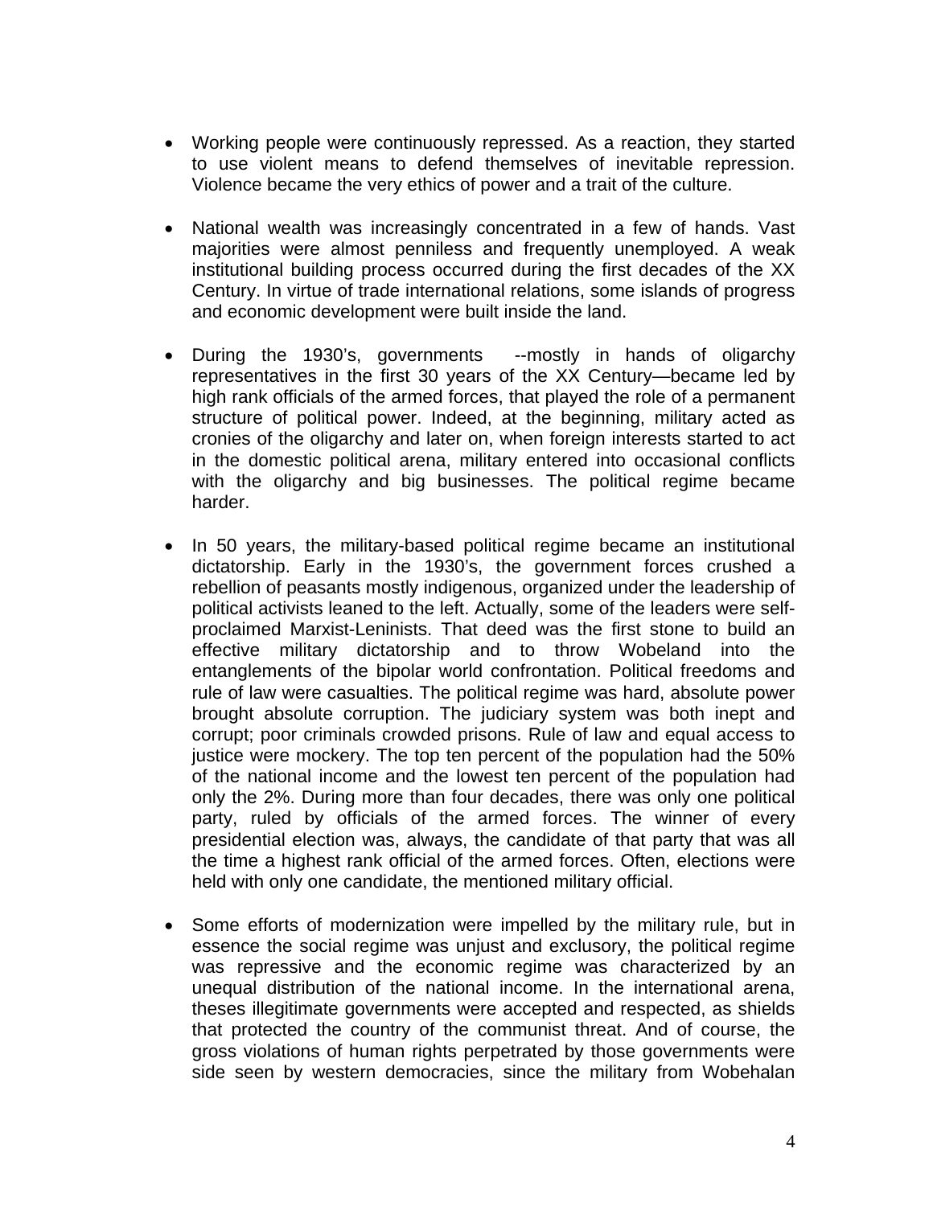- Working people were continuously repressed. As a reaction, they started to use violent means to defend themselves of inevitable repression. Violence became the very ethics of power and a trait of the culture.

- National wealth was increasingly concentrated in a few of hands. Vast majorities were almost penniless and frequently unemployed. A weak institutional building process occurred during the first decades of the XX Century. In virtue of trade international relations, some islands of progress and economic development were built inside the land.

- During the 1930's, governments --mostly in hands of oligarchy representatives in the first 30 years of the XX Century—became led by high rank officials of the armed forces, that played the role of a permanent structure of political power. Indeed, at the beginning, military acted as cronies of the oligarchy and later on, when foreign interests started to act in the domestic political arena, military entered into occasional conflicts with the oligarchy and big businesses. The political regime became harder.

- In 50 years, the military-based political regime became an institutional dictatorship. Early in the 1930's, the government forces crushed a rebellion of peasants mostly indigenous, organized under the leadership of political activists leaned to the left. Actually, some of the leaders were self-proclaimed Marxist-Leninists. That deed was the first stone to build an effective military dictatorship and to throw Wobeland into the entanglements of the bipolar world confrontation. Political freedoms and rule of law were casualties. The political regime was hard, absolute power brought absolute corruption. The judiciary system was both inept and corrupt; poor criminals crowded prisons. Rule of law and equal access to justice were mockery. The top ten percent of the population had the 50% of the national income and the lowest ten percent of the population had only the 2%. During more than four decades, there was only one political party, ruled by officials of the armed forces. The winner of every presidential election was, always, the candidate of that party that was all the time a highest rank official of the armed forces. Often, elections were held with only one candidate, the mentioned military official.

- Some efforts of modernization were impelled by the military rule, but in essence the social regime was unjust and exclusory, the political regime was repressive and the economic regime was characterized by an unequal distribution of the national income. In the international arena, theses illegitimate governments were accepted and respected, as shields that protected the country of the communist threat. And of course, the gross violations of human rights perpetrated by those governments were side seen by western democracies, since the military from Wobehalan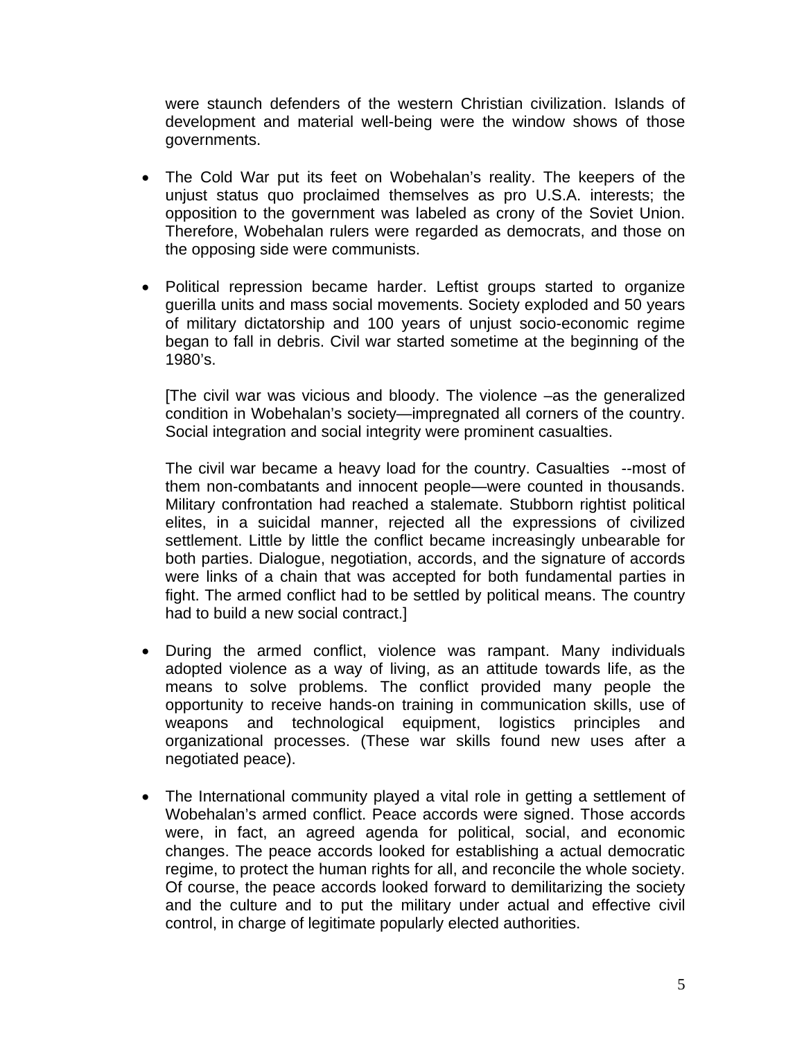were staunch defenders of the western Christian civilization. Islands of development and material well-being were the window shows of those governments.

- The Cold War put its feet on Wobehalan's reality. The keepers of the unjust status quo proclaimed themselves as pro U.S.A. interests; the opposition to the government was labeled as crony of the Soviet Union. Therefore, Wobehalan rulers were regarded as democrats, and those on the opposing side were communists.

- Political repression became harder. Leftist groups started to organize guerilla units and mass social movements. Society exploded and 50 years of military dictatorship and 100 years of unjust socio-economic regime began to fall in debris. Civil war started sometime at the beginning of the 1980's.

  [The civil war was vicious and bloody. The violence –as the generalized condition in Wobehalan's society—impregnated all corners of the country. Social integration and social integrity were prominent casualties.

  The civil war became a heavy load for the country. Casualties --most of them non-combatants and innocent people—were counted in thousands. Military confrontation had reached a stalemate. Stubborn rightist political elites, in a suicidal manner, rejected all the expressions of civilized settlement. Little by little the conflict became increasingly unbearable for both parties. Dialogue, negotiation, accords, and the signature of accords were links of a chain that was accepted for both fundamental parties in fight. The armed conflict had to be settled by political means. The country had to build a new social contract.]

- During the armed conflict, violence was rampant. Many individuals adopted violence as a way of living, as an attitude towards life, as the means to solve problems. The conflict provided many people the opportunity to receive hands-on training in communication skills, use of weapons and technological equipment, logistics principles and organizational processes. (These war skills found new uses after a negotiated peace).

- The International community played a vital role in getting a settlement of Wobehalan's armed conflict. Peace accords were signed. Those accords were, in fact, an agreed agenda for political, social, and economic changes. The peace accords looked for establishing a actual democratic regime, to protect the human rights for all, and reconcile the whole society. Of course, the peace accords looked forward to demilitarizing the society and the culture and to put the military under actual and effective civil control, in charge of legitimate popularly elected authorities.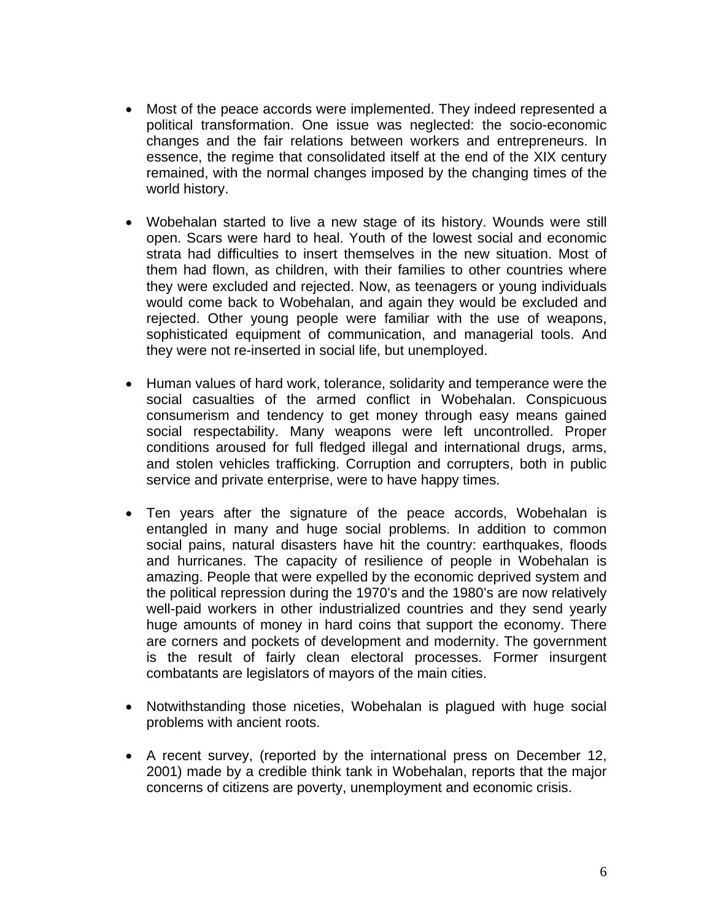- Most of the peace accords were implemented. They indeed represented a political transformation. One issue was neglected: the socio-economic changes and the fair relations between workers and entrepreneurs. In essence, the regime that consolidated itself at the end of the XIX century remained, with the normal changes imposed by the changing times of the world history.

- Wobehalan started to live a new stage of its history. Wounds were still open. Scars were hard to heal. Youth of the lowest social and economic strata had difficulties to insert themselves in the new situation. Most of them had flown, as children, with their families to other countries where they were excluded and rejected. Now, as teenagers or young individuals would come back to Wobehalan, and again they would be excluded and rejected. Other young people were familiar with the use of weapons, sophisticated equipment of communication, and managerial tools. And they were not re-inserted in social life, but unemployed.

- Human values of hard work, tolerance, solidarity and temperance were the social casualties of the armed conflict in Wobehalan. Conspicuous consumerism and tendency to get money through easy means gained social respectability. Many weapons were left uncontrolled. Proper conditions aroused for full fledged illegal and international drugs, arms, and stolen vehicles trafficking. Corruption and corrupters, both in public service and private enterprise, were to have happy times.

- Ten years after the signature of the peace accords, Wobehalan is entangled in many and huge social problems. In addition to common social pains, natural disasters have hit the country: earthquakes, floods and hurricanes. The capacity of resilience of people in Wobehalan is amazing. People that were expelled by the economic deprived system and the political repression during the 1970's and the 1980's are now relatively well-paid workers in other industrialized countries and they send yearly huge amounts of money in hard coins that support the economy. There are corners and pockets of development and modernity. The government is the result of fairly clean electoral processes. Former insurgent combatants are legislators of mayors of the main cities.

- Notwithstanding those niceties, Wobehalan is plagued with huge social problems with ancient roots.

- A recent survey, (reported by the international press on December 12, 2001) made by a credible think tank in Wobehalan, reports that the major concerns of citizens are poverty, unemployment and economic crisis.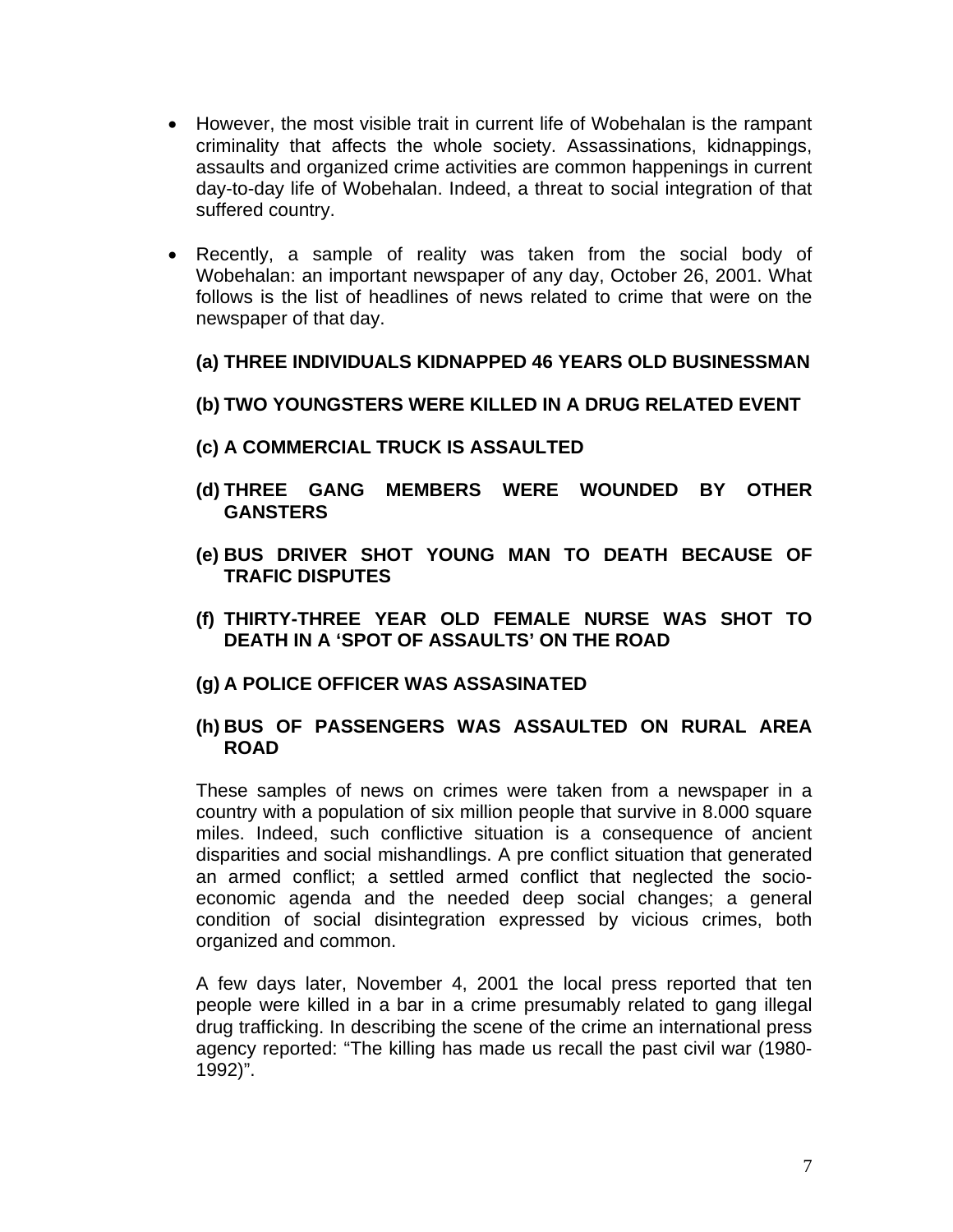- However, the most visible trait in current life of Wobehalan is the rampant criminality that affects the whole society. Assassinations, kidnappings, assaults and organized crime activities are common happenings in current day-to-day life of Wobehalan. Indeed, a threat to social integration of that suffered country.

- Recently, a sample of reality was taken from the social body of Wobehalan: an important newspaper of any day, October 26, 2001. What follows is the list of headlines of news related to crime that were on the newspaper of that day.

  **(a) THREE INDIVIDUALS KIDNAPPED 46 YEARS OLD BUSINESSMAN**

  **(b) TWO YOUNGSTERS WERE KILLED IN A DRUG RELATED EVENT**

  **(c) A COMMERCIAL TRUCK IS ASSAULTED**

  **(d) THREE GANG MEMBERS WERE WOUNDED BY OTHER GANSTERS**

  **(e) BUS DRIVER SHOT YOUNG MAN TO DEATH BECAUSE OF TRAFIC DISPUTES**

  **(f) THIRTY-THREE YEAR OLD FEMALE NURSE WAS SHOT TO DEATH IN A 'SPOT OF ASSAULTS' ON THE ROAD**

  **(g) A POLICE OFFICER WAS ASSASINATED**

  **(h) BUS OF PASSENGERS WAS ASSAULTED ON RURAL AREA ROAD**

  These samples of news on crimes were taken from a newspaper in a country with a population of six million people that survive in 8.000 square miles. Indeed, such conflictive situation is a consequence of ancient disparities and social mishandlings. A pre conflict situation that generated an armed conflict; a settled armed conflict that neglected the socio-economic agenda and the needed deep social changes; a general condition of social disintegration expressed by vicious crimes, both organized and common.

  A few days later, November 4, 2001 the local press reported that ten people were killed in a bar in a crime presumably related to gang illegal drug trafficking. In describing the scene of the crime an international press agency reported: "The killing has made us recall the past civil war (1980-1992)".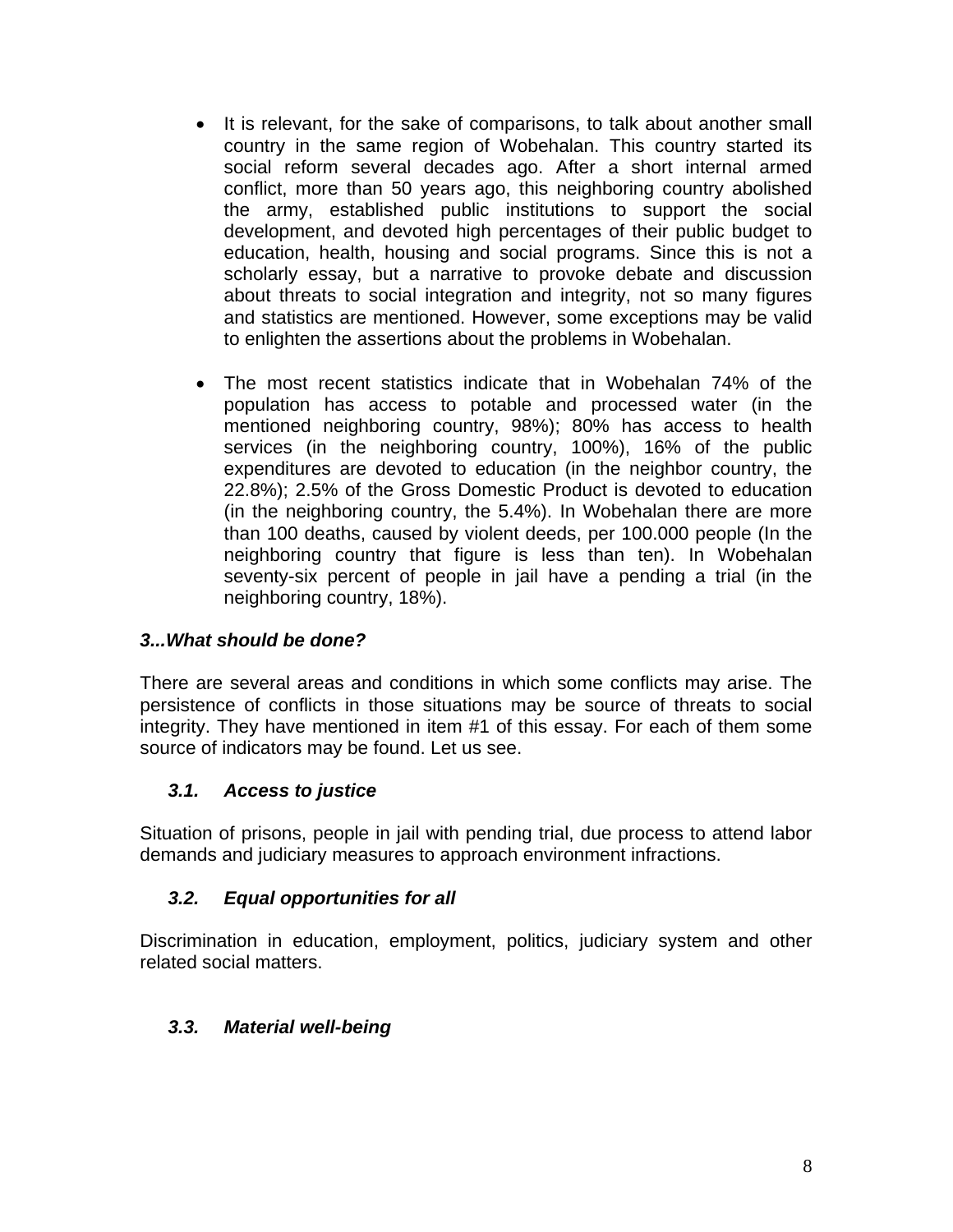- It is relevant, for the sake of comparisons, to talk about another small country in the same region of Wobehalan. This country started its social reform several decades ago. After a short internal armed conflict, more than 50 years ago, this neighboring country abolished the army, established public institutions to support the social development, and devoted high percentages of their public budget to education, health, housing and social programs. Since this is not a scholarly essay, but a narrative to provoke debate and discussion about threats to social integration and integrity, not so many figures and statistics are mentioned. However, some exceptions may be valid to enlighten the assertions about the problems in Wobehalan.

- The most recent statistics indicate that in Wobehalan 74% of the population has access to potable and processed water (in the mentioned neighboring country, 98%); 80% has access to health services (in the neighboring country, 100%), 16% of the public expenditures are devoted to education (in the neighbor country, the 22.8%); 2.5% of the Gross Domestic Product is devoted to education (in the neighboring country, the 5.4%). In Wobehalan there are more than 100 deaths, caused by violent deeds, per 100.000 people (In the neighboring country that figure is less than ten). In Wobehalan seventy-six percent of people in jail have a pending a trial (in the neighboring country, 18%).

### *3...What should be done?*

There are several areas and conditions in which some conflicts may arise. The persistence of conflicts in those situations may be source of threats to social integrity. They have mentioned in item #1 of this essay. For each of them some source of indicators may be found. Let us see.

#### *3.1. Access to justice*

Situation of prisons, people in jail with pending trial, due process to attend labor demands and judiciary measures to approach environment infractions.

#### *3.2. Equal opportunities for all*

Discrimination in education, employment, politics, judiciary system and other related social matters.

#### *3.3. Material well-being*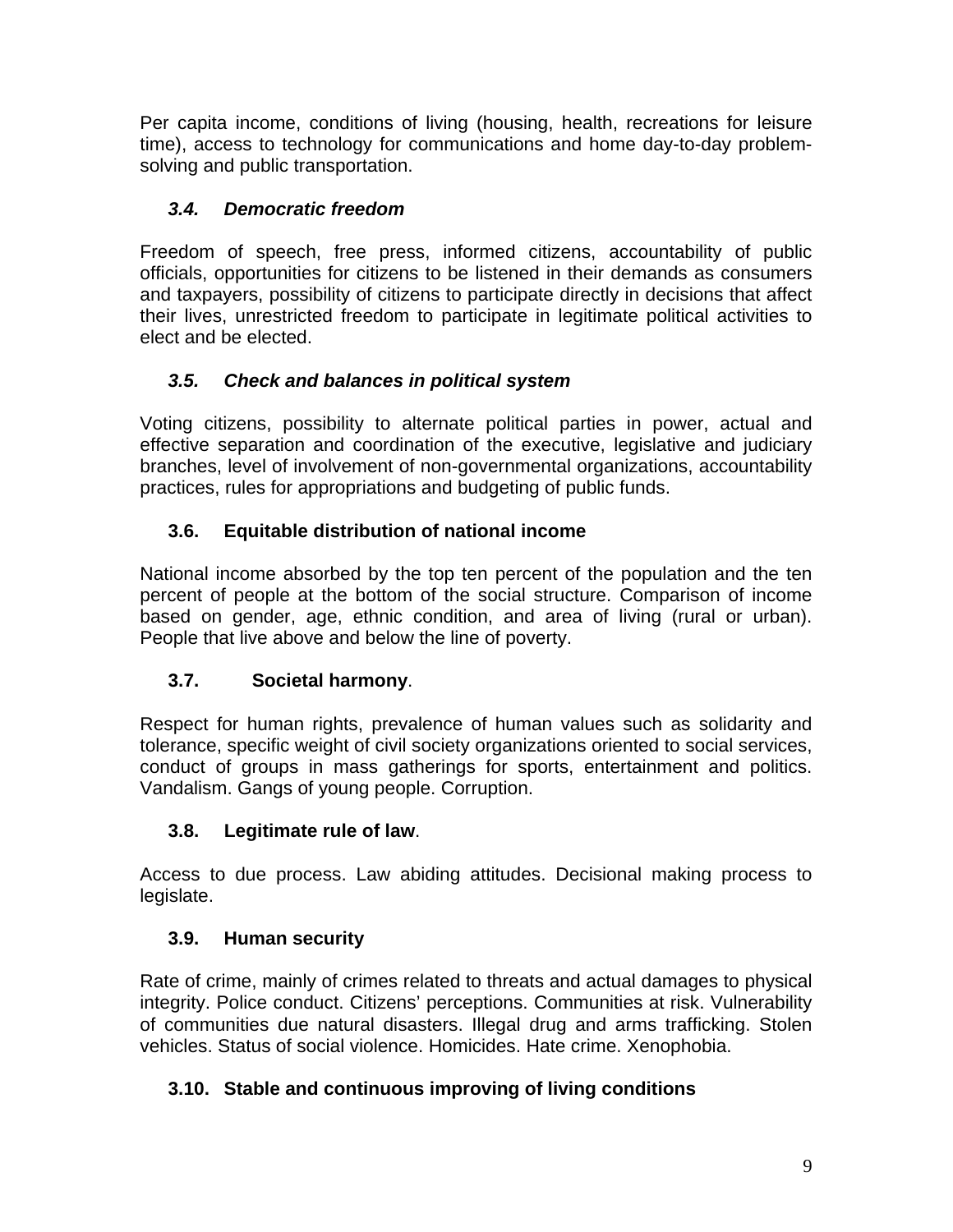Per capita income, conditions of living (housing, health, recreations for leisure time), access to technology for communications and home day-to-day problem-solving and public transportation.

### *3.4. Democratic freedom*

Freedom of speech, free press, informed citizens, accountability of public officials, opportunities for citizens to be listened in their demands as consumers and taxpayers, possibility of citizens to participate directly in decisions that affect their lives, unrestricted freedom to participate in legitimate political activities to elect and be elected.

### *3.5. Check and balances in political system*

Voting citizens, possibility to alternate political parties in power, actual and effective separation and coordination of the executive, legislative and judiciary branches, level of involvement of non-governmental organizations, accountability practices, rules for appropriations and budgeting of public funds.

### 3.6. Equitable distribution of national income

National income absorbed by the top ten percent of the population and the ten percent of people at the bottom of the social structure. Comparison of income based on gender, age, ethnic condition, and area of living (rural or urban). People that live above and below the line of poverty.

### 3.7. Societal harmony.

Respect for human rights, prevalence of human values such as solidarity and tolerance, specific weight of civil society organizations oriented to social services, conduct of groups in mass gatherings for sports, entertainment and politics. Vandalism. Gangs of young people. Corruption.

### 3.8. Legitimate rule of law.

Access to due process. Law abiding attitudes. Decisional making process to legislate.

### 3.9. Human security

Rate of crime, mainly of crimes related to threats and actual damages to physical integrity. Police conduct. Citizens' perceptions. Communities at risk. Vulnerability of communities due natural disasters. Illegal drug and arms trafficking. Stolen vehicles. Status of social violence. Homicides. Hate crime. Xenophobia.

### 3.10. Stable and continuous improving of living conditions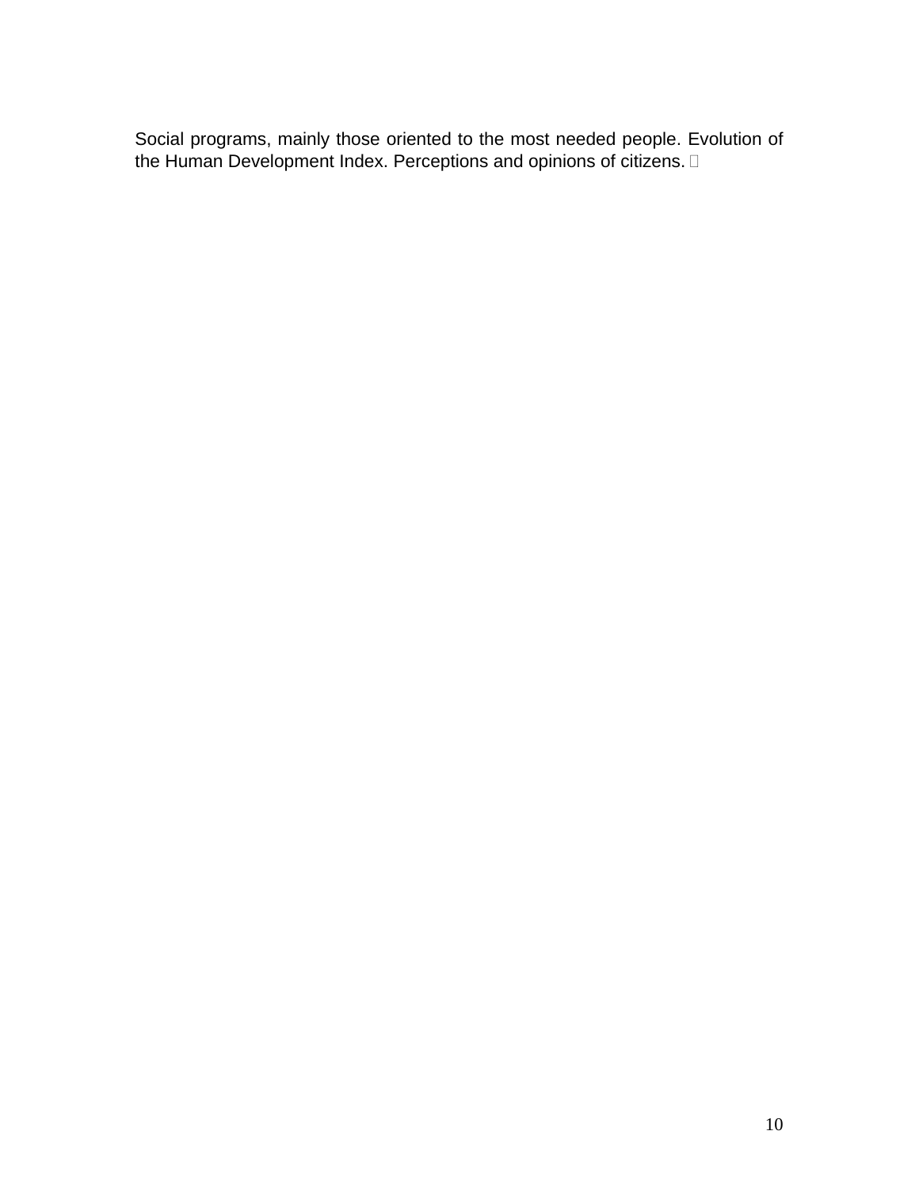Social programs, mainly those oriented to the most needed people. Evolution of the Human Development Index. Perceptions and opinions of citizens.